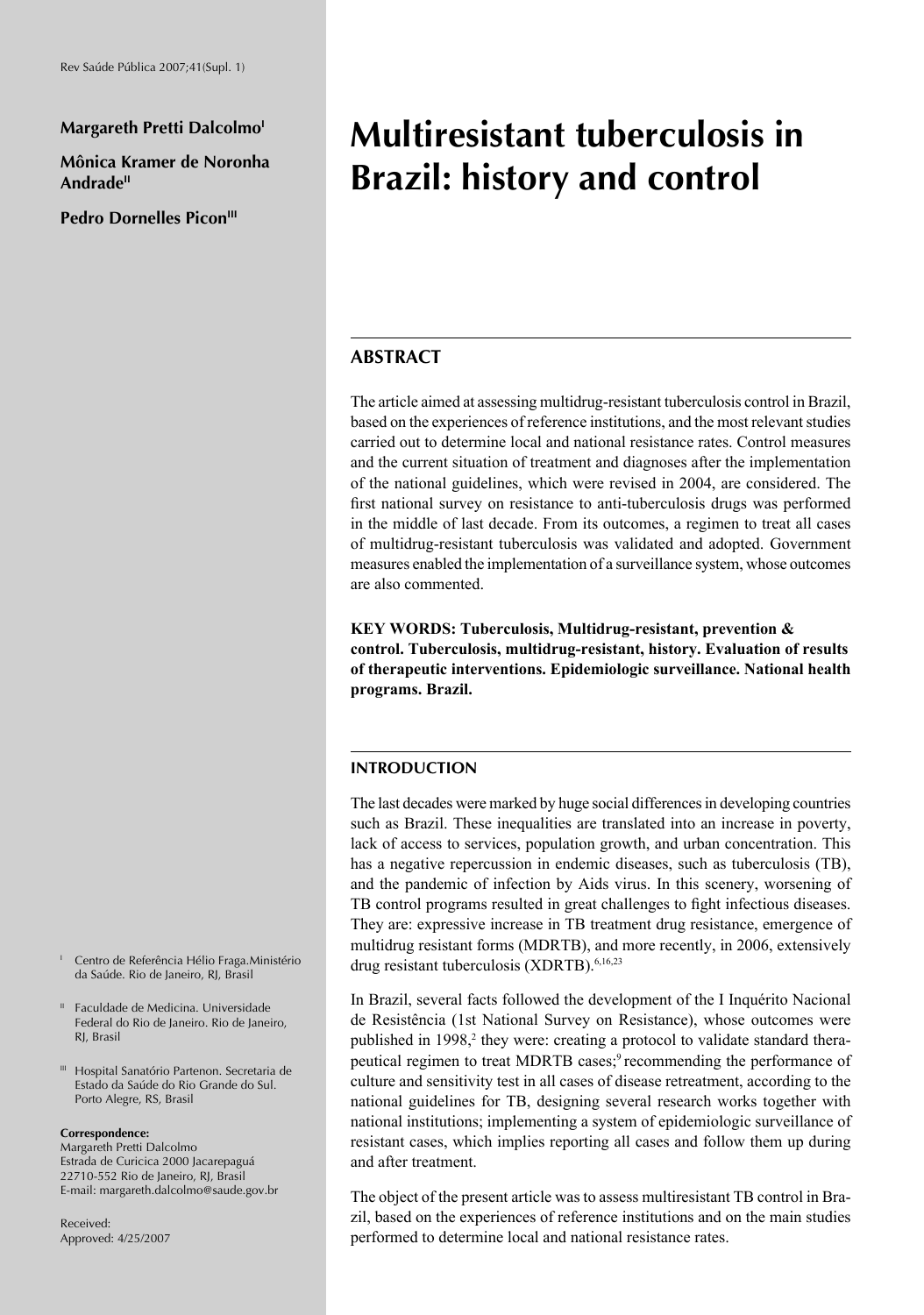**Margareth Pretti Dalcolmo**[I]

**Mônica Kramer de Noronha Andrade**[II]

**Pedro Dornelles Picon**[III]

# Multiresistant tuberculosis in Brazil: history and control

## ABSTRACT

The article aimed at assessing multidrug-resistant tuberculosis control in Brazil, based on the experiences of reference institutions, and the most relevant studies carried out to determine local and national resistance rates. Control measures and the current situation of treatment and diagnoses after the implementation of the national guidelines, which were revised in 2004, are considered. The first national survey on resistance to anti-tuberculosis drugs was performed in the middle of last decade. From its outcomes, a regimen to treat all cases of multidrug-resistant tuberculosis was validated and adopted. Government measures enabled the implementation of a surveillance system, whose outcomes are also commented.

**KEY WORDS: Tuberculosis, Multidrug-resistant, prevention & control. Tuberculosis, multidrug-resistant, history. Evaluation of results of therapeutic interventions. Epidemiologic surveillance. National health programs. Brazil.**

## INTRODUCTION

The last decades were marked by huge social differences in developing countries such as Brazil. These inequalities are translated into an increase in poverty, lack of access to services, population growth, and urban concentration. This has a negative repercussion in endemic diseases, such as tuberculosis (TB), and the pandemic of infection by Aids virus. In this scenery, worsening of TB control programs resulted in great challenges to fight infectious diseases. They are: expressive increase in TB treatment drug resistance, emergence of multidrug resistant forms (MDRTB), and more recently, in 2006, extensively drug resistant tuberculosis (XDRTB).[6,16,23]

In Brazil, several facts followed the development of the I Inquérito Nacional de Resistência (1st National Survey on Resistance), whose outcomes were published in 1998,[2] they were: creating a protocol to validate standard therapeutical regimen to treat MDRTB cases;[9] recommending the performance of culture and sensitivity test in all cases of disease retreatment, according to the national guidelines for TB, designing several research works together with national institutions; implementing a system of epidemiologic surveillance of resistant cases, which implies reporting all cases and follow them up during and after treatment.

The object of the present article was to assess multiresistant TB control in Brazil, based on the experiences of reference institutions and on the main studies performed to determine local and national resistance rates.

[I] Centro de Referência Hélio Fraga.Ministério da Saúde. Rio de Janeiro, RJ, Brasil

[II] Faculdade de Medicina. Universidade Federal do Rio de Janeiro. Rio de Janeiro, RJ, Brasil

[III] Hospital Sanatório Partenon. Secretaria de Estado da Saúde do Rio Grande do Sul. Porto Alegre, RS, Brasil

**Correspondence:**
Margareth Pretti Dalcolmo
Estrada de Curicica 2000 Jacarepaguá
22710-552 Rio de Janeiro, RJ, Brasil
E-mail: margareth.dalcolmo@saude.gov.br

Received:
Approved: 4/25/2007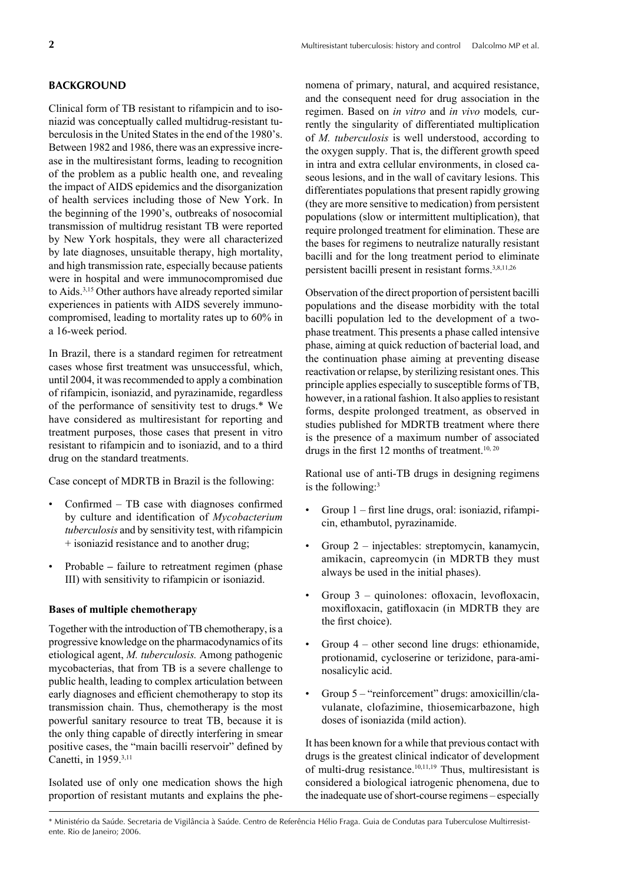## BACKGROUND

Clinical form of TB resistant to rifampicin and to isoniazid was conceptually called multidrug-resistant tuberculosis in the United States in the end of the 1980's. Between 1982 and 1986, there was an expressive increase in the multiresistant forms, leading to recognition of the problem as a public health one, and revealing the impact of AIDS epidemics and the disorganization of health services including those of New York. In the beginning of the 1990's, outbreaks of nosocomial transmission of multidrug resistant TB were reported by New York hospitals, they were all characterized by late diagnoses, unsuitable therapy, high mortality, and high transmission rate, especially because patients were in hospital and were immunocompromised due to Aids.[3,15] Other authors have already reported similar experiences in patients with AIDS severely immunocompromised, leading to mortality rates up to 60% in a 16-week period.

In Brazil, there is a standard regimen for retreatment cases whose first treatment was unsuccessful, which, until 2004, it was recommended to apply a combination of rifampicin, isoniazid, and pyrazinamide, regardless of the performance of sensitivity test to drugs.* We have considered as multiresistant for reporting and treatment purposes, those cases that present in vitro resistant to rifampicin and to isoniazid, and to a third drug on the standard treatments.

Case concept of MDRTB in Brazil is the following:

- Confirmed – TB case with diagnoses confirmed by culture and identification of *Mycobacterium tuberculosis* and by sensitivity test, with rifampicin + isoniazid resistance and to another drug;
- Probable **–** failure to retreatment regimen (phase III) with sensitivity to rifampicin or isoniazid.

### Bases of multiple chemotherapy

Together with the introduction of TB chemotherapy, is a progressive knowledge on the pharmacodynamics of its etiological agent, *M. tuberculosis.* Among pathogenic mycobacterias, that from TB is a severe challenge to public health, leading to complex articulation between early diagnoses and efficient chemotherapy to stop its transmission chain. Thus, chemotherapy is the most powerful sanitary resource to treat TB, because it is the only thing capable of directly interfering in smear positive cases, the "main bacilli reservoir" defined by Canetti, in 1959.[3,11]

Isolated use of only one medication shows the high proportion of resistant mutants and explains the phenomena of primary, natural, and acquired resistance, and the consequent need for drug association in the regimen. Based on *in vitro* and *in vivo* models*,* currently the singularity of differentiated multiplication of *M. tuberculosis* is well understood, according to the oxygen supply. That is, the different growth speed in intra and extra cellular environments, in closed caseous lesions, and in the wall of cavitary lesions. This differentiates populations that present rapidly growing (they are more sensitive to medication) from persistent populations (slow or intermittent multiplication), that require prolonged treatment for elimination. These are the bases for regimens to neutralize naturally resistant bacilli and for the long treatment period to eliminate persistent bacilli present in resistant forms.[3,8,11,26]

Observation of the direct proportion of persistent bacilli populations and the disease morbidity with the total bacilli population led to the development of a two-phase treatment. This presents a phase called intensive phase, aiming at quick reduction of bacterial load, and the continuation phase aiming at preventing disease reactivation or relapse, by sterilizing resistant ones. This principle applies especially to susceptible forms of TB, however, in a rational fashion. It also applies to resistant forms, despite prolonged treatment, as observed in studies published for MDRTB treatment where there is the presence of a maximum number of associated drugs in the first 12 months of treatment.[10, 20]

Rational use of anti-TB drugs in designing regimens is the following:[3]

- Group 1 – first line drugs, oral: isoniazid, rifampicin, ethambutol, pyrazinamide.
- Group 2 – injectables: streptomycin, kanamycin, amikacin, capreomycin (in MDRTB they must always be used in the initial phases).
- Group 3 – quinolones: ofloxacin, levofloxacin, moxifloxacin, gatifloxacin (in MDRTB they are the first choice).
- Group 4 – other second line drugs: ethionamide, protionamid, cycloserine or terizidone, para-aminosalicylic acid.
- Group 5 – "reinforcement" drugs: amoxicillin/clavulanate, clofazimine, thiosemicarbazone, high doses of isoniazida (mild action).

It has been known for a while that previous contact with drugs is the greatest clinical indicator of development of multi-drug resistance.[10,11,19] Thus, multiresistant is considered a biological iatrogenic phenomena, due to the inadequate use of short-course regimens – especially

\* Ministério da Saúde. Secretaria de Vigilância à Saúde. Centro de Referência Hélio Fraga. Guia de Condutas para Tuberculose Multirresistente. Rio de Janeiro; 2006.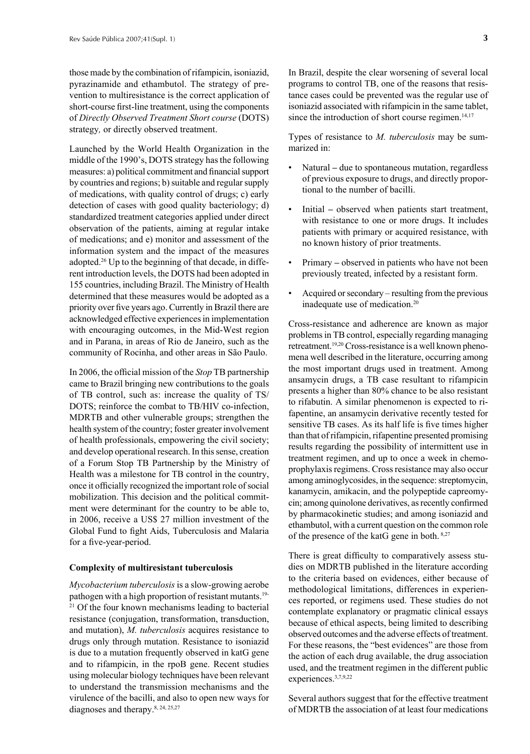those made by the combination of rifampicin, isoniazid, pyrazinamide and ethambutol. The strategy of prevention to multiresistance is the correct application of short-course first-line treatment, using the components of *Directly Observed Treatment Short course* (DOTS) strategy*,* or directly observed treatment.

Launched by the World Health Organization in the middle of the 1990's, DOTS strategy has the following measures: a) political commitment and financial support by countries and regions; b) suitable and regular supply of medications, with quality control of drugs; c) early detection of cases with good quality bacteriology; d) standardized treatment categories applied under direct observation of the patients, aiming at regular intake of medications; and e) monitor and assessment of the information system and the impact of the measures adopted.[26] Up to the beginning of that decade, in different introduction levels, the DOTS had been adopted in 155 countries, including Brazil. The Ministry of Health determined that these measures would be adopted as a priority over five years ago. Currently in Brazil there are acknowledged effective experiences in implementation with encouraging outcomes, in the Mid-West region and in Parana, in areas of Rio de Janeiro, such as the community of Rocinha, and other areas in São Paulo.

In 2006, the official mission of the *Stop* TB partnership came to Brazil bringing new contributions to the goals of TB control, such as: increase the quality of TS/DOTS; reinforce the combat to TB/HIV co-infection, MDRTB and other vulnerable groups; strengthen the health system of the country; foster greater involvement of health professionals, empowering the civil society; and develop operational research. In this sense, creation of a Forum Stop TB Partnership by the Ministry of Health was a milestone for TB control in the country, once it officially recognized the important role of social mobilization. This decision and the political commitment were determinant for the country to be able to, in 2006, receive a US$ 27 million investment of the Global Fund to fight Aids, Tuberculosis and Malaria for a five-year-period.

**Complexity of multiresistant tuberculosis**

*Mycobacterium tuberculosis* is a slow-growing aerobe pathogen with a high proportion of resistant mutants.[19-21] Of the four known mechanisms leading to bacterial resistance (conjugation, transformation, transduction, and mutation), *M. tuberculosis* acquires resistance to drugs only through mutation. Resistance to isoniazid is due to a mutation frequently observed in katG gene and to rifampicin, in the rpoB gene. Recent studies using molecular biology techniques have been relevant to understand the transmission mechanisms and the virulence of the bacilli, and also to open new ways for diagnoses and therapy.[8, 24, 25,27]

In Brazil, despite the clear worsening of several local programs to control TB, one of the reasons that resistance cases could be prevented was the regular use of isoniazid associated with rifampicin in the same tablet, since the introduction of short course regimen.[14,17]

Types of resistance to *M. tuberculosis* may be summarized in:

- Natural – due to spontaneous mutation, regardless of previous exposure to drugs, and directly proportional to the number of bacilli.
- Initial – observed when patients start treatment, with resistance to one or more drugs. It includes patients with primary or acquired resistance, with no known history of prior treatments.
- Primary – observed in patients who have not been previously treated, infected by a resistant form.
- Acquired or secondary – resulting from the previous inadequate use of medication.[20]

Cross-resistance and adherence are known as major problems in TB control, especially regarding managing retreatment.[19,20] Cross-resistance is a well known phenomena well described in the literature, occurring among the most important drugs used in treatment. Among ansamycin drugs, a TB case resultant to rifampicin presents a higher than 80% chance to be also resistant to rifabutin. A similar phenomenon is expected to rifapentine, an ansamycin derivative recently tested for sensitive TB cases. As its half life is five times higher than that of rifampicin, rifapentine presented promising results regarding the possibility of intermittent use in treatment regimen, and up to once a week in chemoprophylaxis regimens. Cross resistance may also occur among aminoglycosides, in the sequence: streptomycin, kanamycin, amikacin, and the polypeptide capreomycin; among quinolone derivatives, as recently confirmed by pharmacokinetic studies; and among isoniazid and ethambutol, with a current question on the common role of the presence of the katG gene in both. [8,27]

There is great difficulty to comparatively assess studies on MDRTB published in the literature according to the criteria based on evidences, either because of methodological limitations, differences in experiences reported, or regimens used. These studies do not contemplate explanatory or pragmatic clinical essays because of ethical aspects, being limited to describing observed outcomes and the adverse effects of treatment. For these reasons, the "best evidences" are those from the action of each drug available, the drug association used, and the treatment regimen in the different public experiences.[3,7,9,22]

Several authors suggest that for the effective treatment of MDRTB the association of at least four medications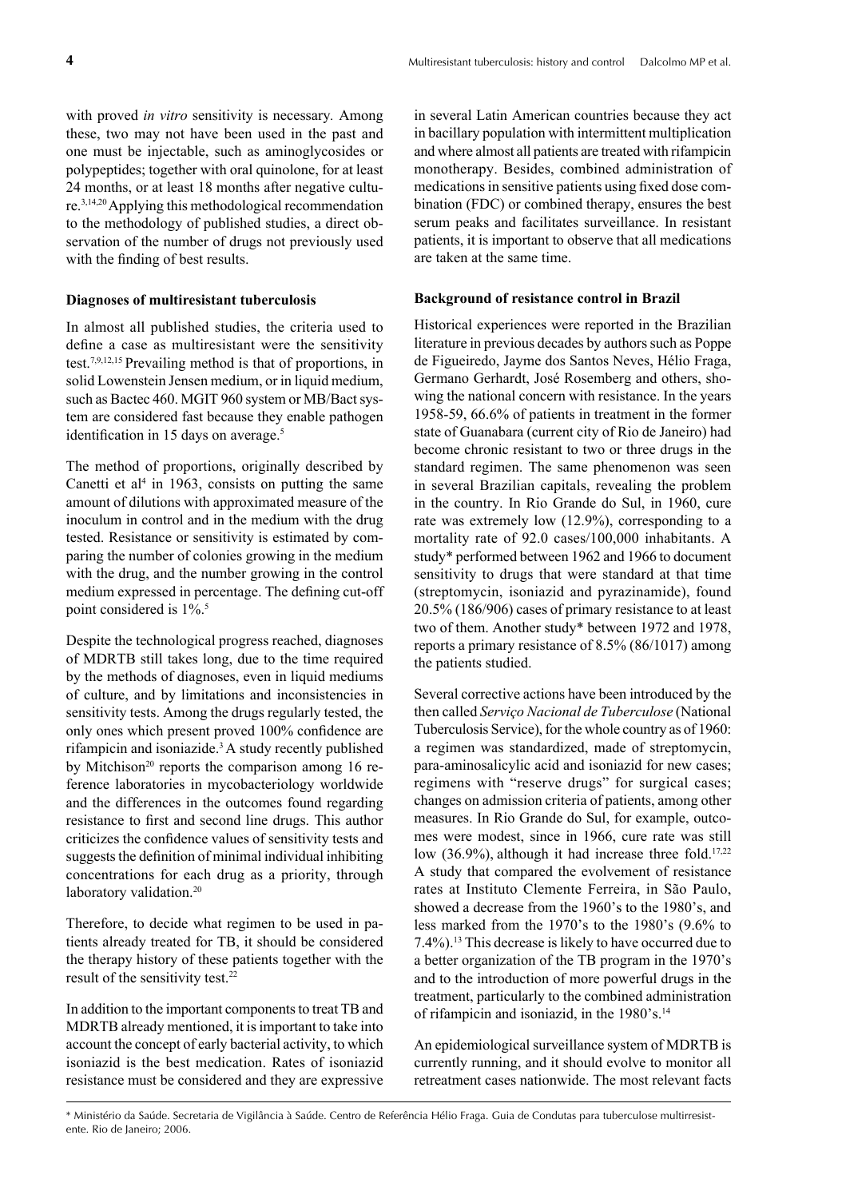with proved *in vitro* sensitivity is necessary. Among these, two may not have been used in the past and one must be injectable, such as aminoglycosides or polypeptides; together with oral quinolone, for at least 24 months, or at least 18 months after negative culture.[3,14,20] Applying this methodological recommendation to the methodology of published studies, a direct observation of the number of drugs not previously used with the finding of best results.

**Diagnoses of multiresistant tuberculosis**

In almost all published studies, the criteria used to define a case as multiresistant were the sensitivity test.[7,9,12,15] Prevailing method is that of proportions, in solid Lowenstein Jensen medium, or in liquid medium, such as Bactec 460. MGIT 960 system or MB/Bact system are considered fast because they enable pathogen identification in 15 days on average.[5]

The method of proportions, originally described by Canetti et al[4] in 1963, consists on putting the same amount of dilutions with approximated measure of the inoculum in control and in the medium with the drug tested. Resistance or sensitivity is estimated by comparing the number of colonies growing in the medium with the drug, and the number growing in the control medium expressed in percentage. The defining cut-off point considered is 1%.[5]

Despite the technological progress reached, diagnoses of MDRTB still takes long, due to the time required by the methods of diagnoses, even in liquid mediums of culture, and by limitations and inconsistencies in sensitivity tests. Among the drugs regularly tested, the only ones which present proved 100% confidence are rifampicin and isoniazide.[3] A study recently published by Mitchison[20] reports the comparison among 16 reference laboratories in mycobacteriology worldwide and the differences in the outcomes found regarding resistance to first and second line drugs. This author criticizes the confidence values of sensitivity tests and suggests the definition of minimal individual inhibiting concentrations for each drug as a priority, through laboratory validation.[20]

Therefore, to decide what regimen to be used in patients already treated for TB, it should be considered the therapy history of these patients together with the result of the sensitivity test.[22]

In addition to the important components to treat TB and MDRTB already mentioned, it is important to take into account the concept of early bacterial activity, to which isoniazid is the best medication. Rates of isoniazid resistance must be considered and they are expressive in several Latin American countries because they act in bacillary population with intermittent multiplication and where almost all patients are treated with rifampicin monotherapy. Besides, combined administration of medications in sensitive patients using fixed dose combination (FDC) or combined therapy, ensures the best serum peaks and facilitates surveillance. In resistant patients, it is important to observe that all medications are taken at the same time.

**Background of resistance control in Brazil**

Historical experiences were reported in the Brazilian literature in previous decades by authors such as Poppe de Figueiredo, Jayme dos Santos Neves, Hélio Fraga, Germano Gerhardt, José Rosemberg and others, showing the national concern with resistance. In the years 1958-59, 66.6% of patients in treatment in the former state of Guanabara (current city of Rio de Janeiro) had become chronic resistant to two or three drugs in the standard regimen. The same phenomenon was seen in several Brazilian capitals, revealing the problem in the country. In Rio Grande do Sul, in 1960, cure rate was extremely low (12.9%), corresponding to a mortality rate of 92.0 cases/100,000 inhabitants. A study* performed between 1962 and 1966 to document sensitivity to drugs that were standard at that time (streptomycin, isoniazid and pyrazinamide), found 20.5% (186/906) cases of primary resistance to at least two of them. Another study* between 1972 and 1978, reports a primary resistance of 8.5% (86/1017) among the patients studied.

Several corrective actions have been introduced by the then called *Serviço Nacional de Tuberculose* (National Tuberculosis Service), for the whole country as of 1960: a regimen was standardized, made of streptomycin, para-aminosalicylic acid and isoniazid for new cases; regimens with "reserve drugs" for surgical cases; changes on admission criteria of patients, among other measures. In Rio Grande do Sul, for example, outcomes were modest, since in 1966, cure rate was still low (36.9%), although it had increase three fold.[17,22] A study that compared the evolvement of resistance rates at Instituto Clemente Ferreira, in São Paulo, showed a decrease from the 1960's to the 1980's, and less marked from the 1970's to the 1980's (9.6% to 7.4%).[13] This decrease is likely to have occurred due to a better organization of the TB program in the 1970's and to the introduction of more powerful drugs in the treatment, particularly to the combined administration of rifampicin and isoniazid, in the 1980's.[14]

An epidemiological surveillance system of MDRTB is currently running, and it should evolve to monitor all retreatment cases nationwide. The most relevant facts

\* Ministério da Saúde. Secretaria de Vigilância à Saúde. Centro de Referência Hélio Fraga. Guia de Condutas para tuberculose multirresistente. Rio de Janeiro; 2006.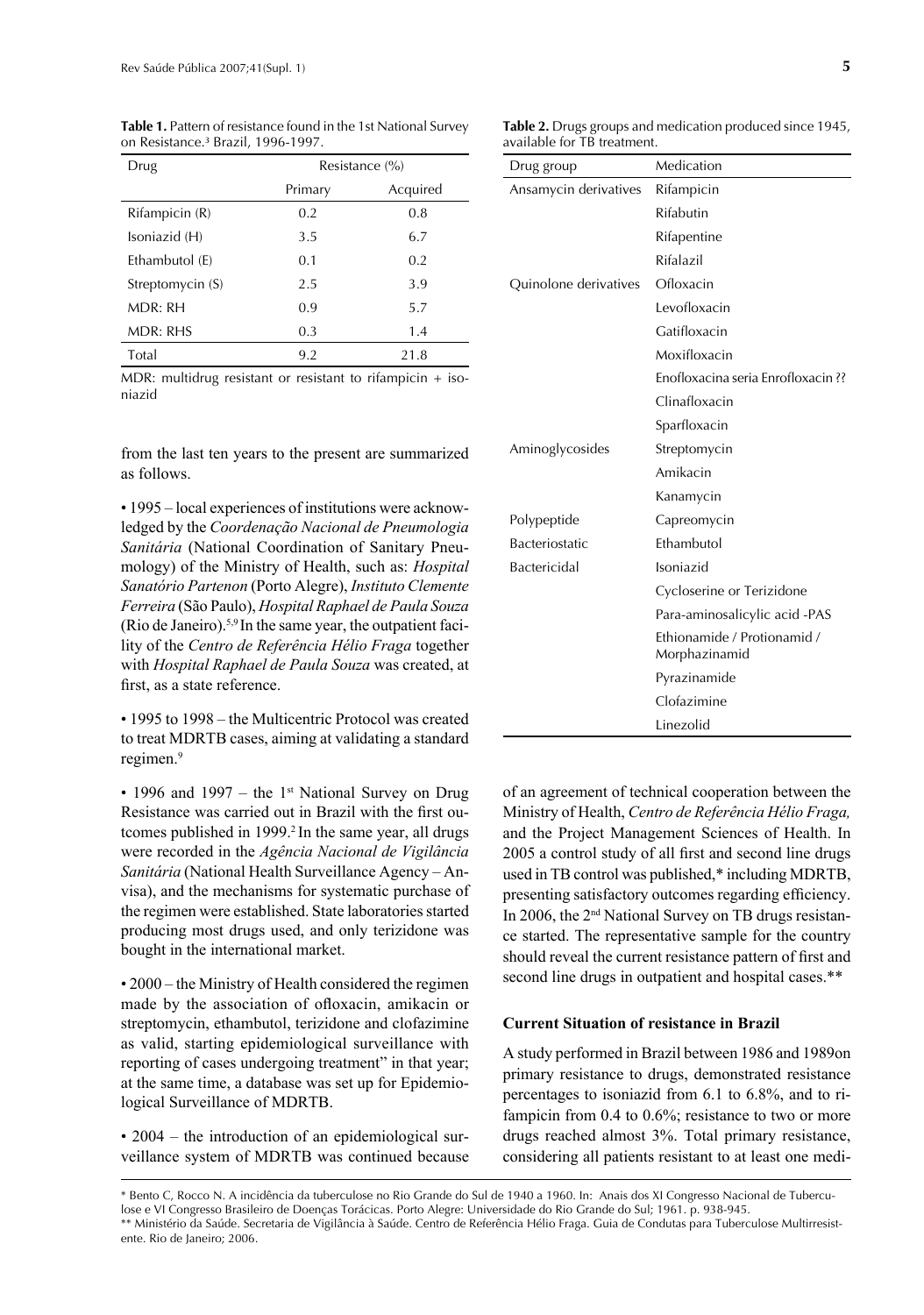**Table 1.** Pattern of resistance found in the 1st National Survey on Resistance.[3] Brazil, 1996-1997.

| Drug | Resistance (%) | |
|---|---|---|
| | Primary | Acquired |
| Rifampicin (R) | 0.2 | 0.8 |
| Isoniazid (H) | 3.5 | 6.7 |
| Ethambutol (E) | 0.1 | 0.2 |
| Streptomycin (S) | 2.5 | 3.9 |
| MDR: RH | 0.9 | 5.7 |
| MDR: RHS | 0.3 | 1.4 |
| Total | 9.2 | 21.8 |

MDR: multidrug resistant or resistant to rifampicin + isoniazid

from the last ten years to the present are summarized as follows.

- 1995 – local experiences of institutions were acknowledged by the *Coordenação Nacional de Pneumologia Sanitária* (National Coordination of Sanitary Pneumology) of the Ministry of Health, such as: *Hospital Sanatório Partenon* (Porto Alegre), *Instituto Clemente Ferreira* (São Paulo), *Hospital Raphael de Paula Souza* (Rio de Janeiro).[5,9] In the same year, the outpatient facility of the *Centro de Referência Hélio Fraga* together with *Hospital Raphael de Paula Souza* was created, at first, as a state reference.

- 1995 to 1998 – the Multicentric Protocol was created to treat MDRTB cases, aiming at validating a standard regimen.[9]

- 1996 and 1997 – the 1st National Survey on Drug Resistance was carried out in Brazil with the first outcomes published in 1999.[2] In the same year, all drugs were recorded in the *Agência Nacional de Vigilância Sanitária* (National Health Surveillance Agency – Anvisa), and the mechanisms for systematic purchase of the regimen were established. State laboratories started producing most drugs used, and only terizidone was bought in the international market.

- 2000 – the Ministry of Health considered the regimen made by the association of ofloxacin, amikacin or streptomycin, ethambutol, terizidone and clofazimine as valid, starting epidemiological surveillance with reporting of cases undergoing treatment" in that year; at the same time, a database was set up for Epidemiological Surveillance of MDRTB.

- 2004 – the introduction of an epidemiological surveillance system of MDRTB was continued because of an agreement of technical cooperation between the Ministry of Health, *Centro de Referência Hélio Fraga,* and the Project Management Sciences of Health. In 2005 a control study of all first and second line drugs used in TB control was published,* including MDRTB, presenting satisfactory outcomes regarding efficiency. In 2006, the 2nd National Survey on TB drugs resistance started. The representative sample for the country should reveal the current resistance pattern of first and second line drugs in outpatient and hospital cases.**

**Table 2.** Drugs groups and medication produced since 1945, available for TB treatment.

| Drug group | Medication |
|---|---|
| Ansamycin derivatives | Rifampicin |
| | Rifabutin |
| | Rifapentine |
| | Rifalazil |
| Quinolone derivatives | Ofloxacin |
| | Levofloxacin |
| | Gatifloxacin |
| | Moxifloxacin |
| | Enofloxacina seria Enrofloxacin ?? |
| | Clinafloxacin |
| | Sparfloxacin |
| Aminoglycosides | Streptomycin |
| | Amikacin |
| | Kanamycin |
| Polypeptide | Capreomycin |
| Bacteriostatic | Ethambutol |
| Bactericidal | Isoniazid |
| | Cycloserine or Terizidone |
| | Para-aminosalicylic acid -PAS |
| | Ethionamide / Protionamid / Morphazinamid |
| | Pyrazinamide |
| | Clofazimine |
| | Linezolid |

### Current Situation of resistance in Brazil

A study performed in Brazil between 1986 and 1989on primary resistance to drugs, demonstrated resistance percentages to isoniazid from 6.1 to 6.8%, and to rifampicin from 0.4 to 0.6%; resistance to two or more drugs reached almost 3%. Total primary resistance, considering all patients resistant to at least one medi-

\* Bento C, Rocco N. A incidência da tuberculose no Rio Grande do Sul de 1940 a 1960. In: Anais dos XI Congresso Nacional de Tuberculose e VI Congresso Brasileiro de Doenças Torácicas. Porto Alegre: Universidade do Rio Grande do Sul; 1961. p. 938-945.

\*\* Ministério da Saúde. Secretaria de Vigilância à Saúde. Centro de Referência Hélio Fraga. Guia de Condutas para Tuberculose Multirresistente. Rio de Janeiro; 2006.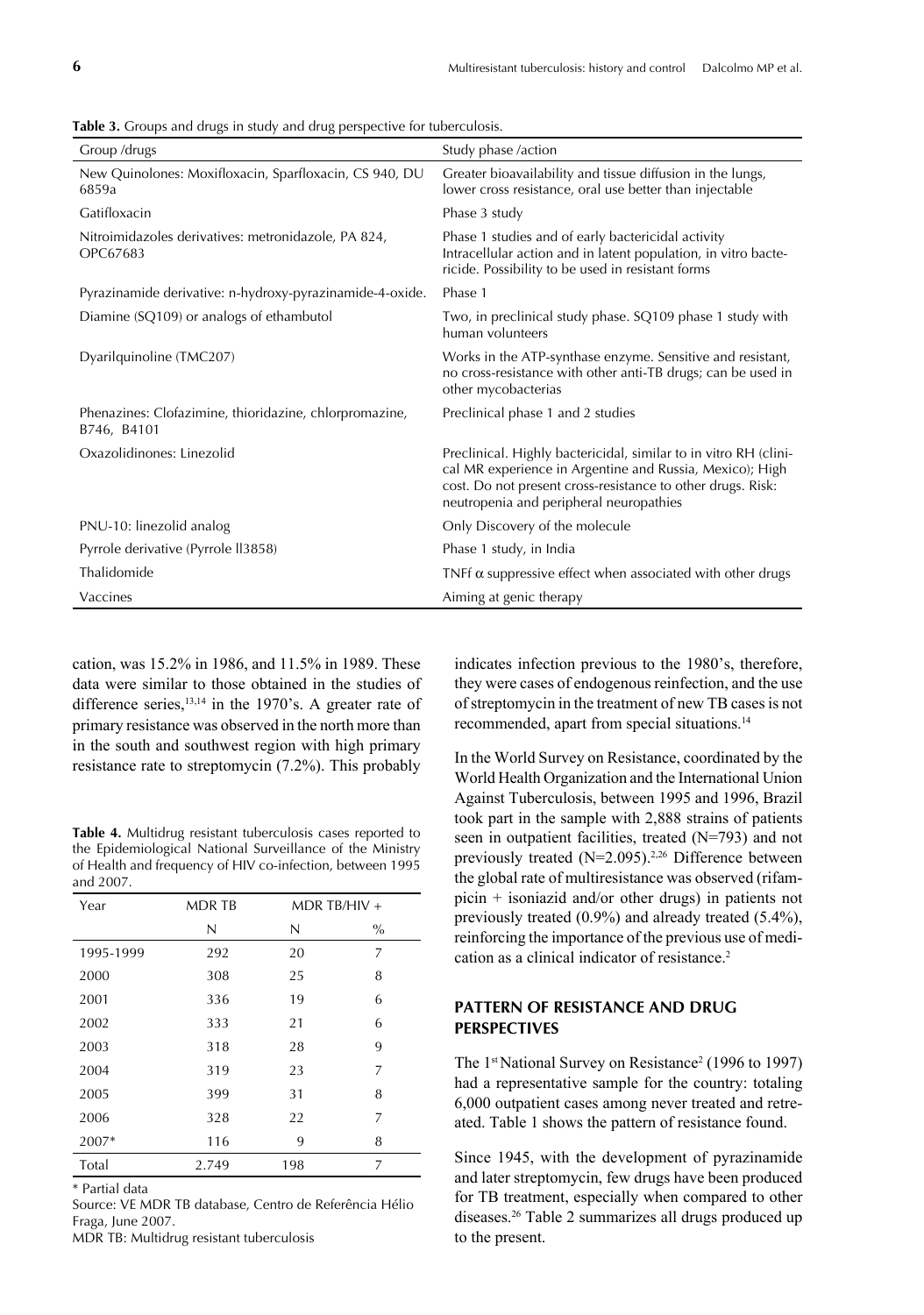**Table 3.** Groups and drugs in study and drug perspective for tuberculosis.

| Group /drugs | Study phase /action |
|---|---|
| New Quinolones: Moxifloxacin, Sparfloxacin, CS 940, DU 6859a | Greater bioavailability and tissue diffusion in the lungs, lower cross resistance, oral use better than injectable |
| Gatifloxacin | Phase 3 study |
| Nitroimidazoles derivatives: metronidazole, PA 824, OPC67683 | Phase 1 studies and of early bactericidal activity Intracellular action and in latent population, in vitro bactericide. Possibility to be used in resistant forms |
| Pyrazinamide derivative: n-hydroxy-pyrazinamide-4-oxide. | Phase 1 |
| Diamine (SQ109) or analogs of ethambutol | Two, in preclinical study phase. SQ109 phase 1 study with human volunteers |
| Dyarilquinoline (TMC207) | Works in the ATP-synthase enzyme. Sensitive and resistant, no cross-resistance with other anti-TB drugs; can be used in other mycobacterias |
| Phenazines: Clofazimine, thioridazine, chlorpromazine, B746, B4101 | Preclinical phase 1 and 2 studies |
| Oxazolidinones: Linezolid | Preclinical. Highly bactericidal, similar to in vitro RH (clinical MR experience in Argentine and Russia, Mexico); High cost. Do not present cross-resistance to other drugs. Risk: neutropenia and peripheral neuropathies |
| PNU-10: linezolid analog | Only Discovery of the molecule |
| Pyrrole derivative (Pyrrole ll3858) | Phase 1 study, in India |
| Thalidomide | TNFf α suppressive effect when associated with other drugs |
| Vaccines | Aiming at genic therapy |

cation, was 15.2% in 1986, and 11.5% in 1989. These data were similar to those obtained in the studies of difference series,[13,14] in the 1970's. A greater rate of primary resistance was observed in the north more than in the south and southwest region with high primary resistance rate to streptomycin (7.2%). This probably indicates infection previous to the 1980's, therefore, they were cases of endogenous reinfection, and the use of streptomycin in the treatment of new TB cases is not recommended, apart from special situations.[14]

**Table 4.** Multidrug resistant tuberculosis cases reported to the Epidemiological National Surveillance of the Ministry of Health and frequency of HIV co-infection, between 1995 and 2007.

| Year | MDR TB | MDR TB/HIV + | |
|---|---|---|---|
| | N | N | % |
| 1995-1999 | 292 | 20 | 7 |
| 2000 | 308 | 25 | 8 |
| 2001 | 336 | 19 | 6 |
| 2002 | 333 | 21 | 6 |
| 2003 | 318 | 28 | 9 |
| 2004 | 319 | 23 | 7 |
| 2005 | 399 | 31 | 8 |
| 2006 | 328 | 22 | 7 |
| 2007* | 116 | 9 | 8 |
| Total | 2.749 | 198 | 7 |

\* Partial data

Source: VE MDR TB database, Centro de Referência Hélio Fraga, June 2007.

MDR TB: Multidrug resistant tuberculosis

In the World Survey on Resistance, coordinated by the World Health Organization and the International Union Against Tuberculosis, between 1995 and 1996, Brazil took part in the sample with 2,888 strains of patients seen in outpatient facilities, treated (N=793) and not previously treated (N=2.095).[2,26] Difference between the global rate of multiresistance was observed (rifampicin + isoniazid and/or other drugs) in patients not previously treated (0.9%) and already treated (5.4%), reinforcing the importance of the previous use of medication as a clinical indicator of resistance.[2]

## PATTERN OF RESISTANCE AND DRUG PERSPECTIVES

The 1[st] National Survey on Resistance[2] (1996 to 1997) had a representative sample for the country: totaling 6,000 outpatient cases among never treated and retreated. Table 1 shows the pattern of resistance found.

Since 1945, with the development of pyrazinamide and later streptomycin, few drugs have been produced for TB treatment, especially when compared to other diseases.[26] Table 2 summarizes all drugs produced up to the present.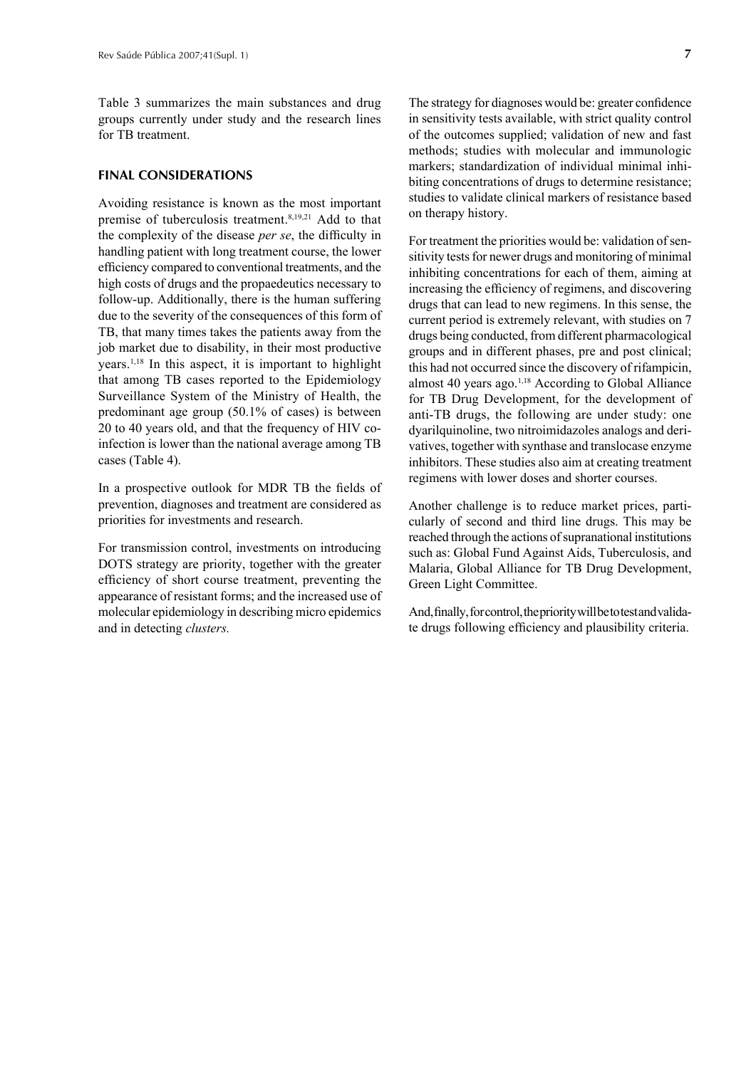Table 3 summarizes the main substances and drug groups currently under study and the research lines for TB treatment.

## FINAL CONSIDERATIONS

Avoiding resistance is known as the most important premise of tuberculosis treatment.[8,19,21] Add to that the complexity of the disease *per se*, the difficulty in handling patient with long treatment course, the lower efficiency compared to conventional treatments, and the high costs of drugs and the propaedeutics necessary to follow-up. Additionally, there is the human suffering due to the severity of the consequences of this form of TB, that many times takes the patients away from the job market due to disability, in their most productive years.[1,18] In this aspect, it is important to highlight that among TB cases reported to the Epidemiology Surveillance System of the Ministry of Health, the predominant age group (50.1% of cases) is between 20 to 40 years old, and that the frequency of HIV co-infection is lower than the national average among TB cases (Table 4).

In a prospective outlook for MDR TB the fields of prevention, diagnoses and treatment are considered as priorities for investments and research.

For transmission control, investments on introducing DOTS strategy are priority, together with the greater efficiency of short course treatment, preventing the appearance of resistant forms; and the increased use of molecular epidemiology in describing micro epidemics and in detecting *clusters.*

The strategy for diagnoses would be: greater confidence in sensitivity tests available, with strict quality control of the outcomes supplied; validation of new and fast methods; studies with molecular and immunologic markers; standardization of individual minimal inhibiting concentrations of drugs to determine resistance; studies to validate clinical markers of resistance based on therapy history.

For treatment the priorities would be: validation of sensitivity tests for newer drugs and monitoring of minimal inhibiting concentrations for each of them, aiming at increasing the efficiency of regimens, and discovering drugs that can lead to new regimens. In this sense, the current period is extremely relevant, with studies on 7 drugs being conducted, from different pharmacological groups and in different phases, pre and post clinical; this had not occurred since the discovery of rifampicin, almost 40 years ago.[1,18] According to Global Alliance for TB Drug Development, for the development of anti-TB drugs, the following are under study: one dyarilquinoline, two nitroimidazoles analogs and derivatives, together with synthase and translocase enzyme inhibitors. These studies also aim at creating treatment regimens with lower doses and shorter courses.

Another challenge is to reduce market prices, particularly of second and third line drugs. This may be reached through the actions of supranational institutions such as: Global Fund Against Aids, Tuberculosis, and Malaria, Global Alliance for TB Drug Development, Green Light Committee.

And, finally, for control, the priority will be to test and validate drugs following efficiency and plausibility criteria.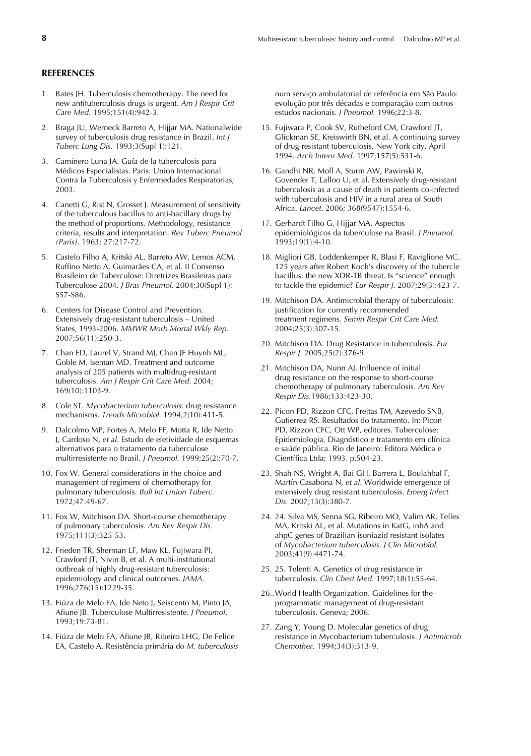## REFERENCES

1. Bates JH. Tuberculosis chemotherapy. The need for new antituberculosis drugs is urgent. *Am J Respir Crit Care Med.* 1995;151(4):942-3.
2. Braga JU, Werneck Barreto A, Hijjar MA. Nationalwide survey of tuberculosis drug resistance in Brazil. *Int J Tuberc Lung Dis.* 1993;3(Supl 1):121.
3. Caminero Luna JA. Guía de la tuberculosis para Médicos Especialistas. Paris: Union Internacional Contra la Tuberculosis y Enfermedades Respiratorias; 2003.
4. Canetti G, Rist N, Grosset J. Measurement of sensitivity of the tuberculous bacillus to anti-bacillary drugs by the method of proportions. Methodology, resistance criteria, results and interpretation. *Rev Tuberc Pneumol (Paris).* 1963; 27:217-72.
5. Castelo Filho A, Kritski AL, Barreto AW, Lemos ACM, Ruffino Netto A, Guimarães CA, et al. II Consenso Brasileiro de Tuberculose: Diretrizes Brasileiras para Tuberculose 2004. *J Bras Pneumol.* 2004;30(Supl 1): S57-S86.
6. Centers for Disease Control and Prevention. Extensively drug-resistant tuberculosis – United States, 1993-2006. *MMWR Morb Mortal Wkly Rep.* 2007;56(11):250-3.
7. Chan ED, Laurel V, Strand MJ, Chan JF Huynh ML, Goble M, Iseman MD. Treatment and outcome analysis of 205 patients with multidrug-resistant tuberculosis. *Am J Respir Crit Care Med.* 2004; 169(10):1103-9.
8. Cole ST. *Mycobacterium tuberculosis*: drug resistance mechanisms. *Trends Microbiol.* 1994;2(10):411-5.
9. Dalcolmo MP, Fortes A, Melo FF, Motta R, Ide Netto J, Cardoso N, *et al*. Estudo de efetividade de esquemas alternativos para o tratamento da tuberculose multirresistente no Brasil. *J Pneumol.* 1999;25(2):70-7.
10. Fox W. General considerations in the choice and management of regimens of chemotherapy for pulmonary tuberculosis. *Bull Int Union Tuberc.* 1972;47:49-67.
11. Fox W, Mitchison DA. Short-course chemotherapy of pulmonary tuberculosis. *Am Rev Respir Dis.* 1975;111(3):325-53.
12. Frieden TR, Sherman LF, Maw KL, Fujiwara PI, Crawford JT, Nivin B, et al. A multi-institutional outbreak of highly drug-resistant tuberculosis: epidemiology and clinical outcomes. *JAMA.* 1996;276(15):1229-35.
13. Fiúza de Melo FA, Ide Neto J, Seiscento M, Pinto JA, Afiune JB. Tuberculose Multirresistente. *J Pneumol*. 1993;19:73-81.
14. Fiúza de Melo FA, Afiune JB, Ribeiro LHG, De Felice EA, Castelo A. Resistência primária do *M. tuberculosis* num serviço ambulatorial de referência em São Paulo: evolução por três décadas e comparação com outros estudos nacionais. *J Pneumol.* 1996;22:3-8.
15. Fujiwara P, Cook SV, Rutheford CM, Crawford JT, Glickman SE, Kreiswirth BN, et al. A continuing survey of drug-resistant tuberculosis, New York city, April 1994. *Arch Intern Med.* 1997;157(5):531-6.
16. Gandhi NR, Moll A, Sturm AW, Pawinski R, Govender T, Lalloo U, et al. Extensively drug-resistant tuberculosis as a cause of death in patients co-infected with tuberculosis and HIV in a rural area of South Africa. *Lancet*. 2006; 368(9547):1554-6.
17. Gerhardt Filho G, Hijjar MA. Aspectos epidemiológicos da tuberculose na Brasil. *J Pneumol.* 1993;19(1):4-10.
18. Migliori GB, Loddenkemper R, Blasi F, Raviglione MC. 125 years after Robert Koch's discovery of the tubercle bacillus: the new XDR-TB threat. Is "science" enough to tackle the epidemic? *Eur Respir J.* 2007;29(3):423-7.
19. Mitchison DA. Antimicrobial therapy of tuberculosis: justification for currently recommended treatment regimens. *Semin Respir Crit Care Med.* 2004;25(3):307-15.
20. Mitchison DA. Drug Resistance in tuberculosis. *Eur Respir J.* 2005;25(2):376-9.
21. Mitchison DA, Nunn AJ. Influence of initial drug resistance on the response to short-course chemotherapy of pulmonary tuberculosis. *Am Rev Respir Dis.*1986;133:423-30.
22. Picon PD, Rizzon CFC, Freitas TM, Azevedo SNB, Gutierrez RS. Resultados do tratamento. In: Picon PD, Rizzon CFC, Ott WP, editores. Tuberculose: Epidemiologia, Diagnóstico e tratamento em clínica e saúde pública. Rio de Janeiro: Editora Médica e Científica Ltda; 1993. p.504-23.
23. Shah NS, Wright A, Bai GH, Barrera L, Boulahbal F, Martín-Casabona N, *et al*. Worldwide emergence of extensively drug resistant tuberculosis. *Emerg Infect Dis.* 2007;13(3):380-7.
24. 24. Silva MS, Senna SG, Ribeiro MO, Valim AR, Telles MA, Kritski AL, et al. Mutations in KatG, inhA and ahpC genes of Brazilian isoniazid resistant isolates of *Mycobacterium tuberculosis*. *J Clin Microbiol.* 2003;41(9):4471-74.
25. 25. Telenti A. Genetics of drug resistance in tuberculosis. *Clin Chest Med.* 1997;18(1):55-64.
26. .World Health Organization. Guidelines for the programmatic management of drug-resistant tuberculosis. Geneva; 2006.
27. Zang Y, Young D. Molecular genetics of drug resistance in Mycobacterium tuberculosis. *J Antimicrob Chemother.* 1994;34(3):313-9.